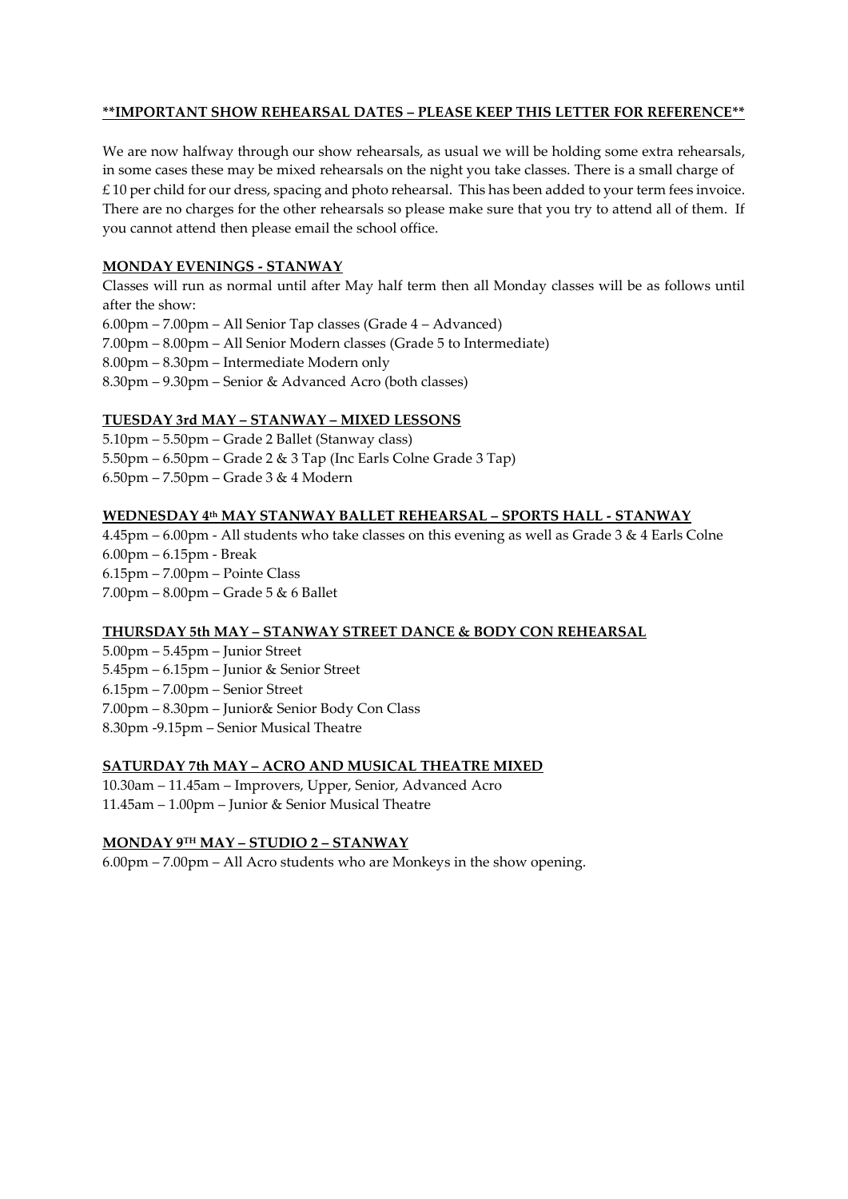**IMPORTANT SHOW REHEARSAL DATES – PLEASE KEEP THIS LETTER FOR REFERENCE**

We are now halfway through our show rehearsals, as usual we will be holding some extra rehearsals, in some cases these may be mixed rehearsals on the night you take classes. There is a small charge of £ 10 per child for our dress, spacing and photo rehearsal. This has been added to your term fees invoice. There are no charges for the other rehearsals so please make sure that you try to attend all of them. If you cannot attend then please email the school office.

## MONDAY EVENINGS - STANWAY

Classes will run as normal until after May half term then all Monday classes will be as follows until after the show:

6.00pm – 7.00pm – All Senior Tap classes (Grade 4 – Advanced)
7.00pm – 8.00pm – All Senior Modern classes (Grade 5 to Intermediate)
8.00pm – 8.30pm – Intermediate Modern only
8.30pm – 9.30pm – Senior & Advanced Acro (both classes)

## TUESDAY 3rd MAY – STANWAY – MIXED LESSONS

5.10pm – 5.50pm – Grade 2 Ballet (Stanway class)
5.50pm – 6.50pm – Grade 2 & 3 Tap (Inc Earls Colne Grade 3 Tap)
6.50pm – 7.50pm – Grade 3 & 4 Modern

## WEDNESDAY 4th MAY STANWAY BALLET REHEARSAL – SPORTS HALL - STANWAY

4.45pm – 6.00pm - All students who take classes on this evening as well as Grade 3 & 4 Earls Colne
6.00pm – 6.15pm - Break
6.15pm – 7.00pm – Pointe Class
7.00pm – 8.00pm – Grade 5 & 6 Ballet

## THURSDAY 5th MAY – STANWAY STREET DANCE & BODY CON REHEARSAL

5.00pm – 5.45pm – Junior Street
5.45pm – 6.15pm – Junior & Senior Street
6.15pm – 7.00pm – Senior Street
7.00pm – 8.30pm – Junior& Senior Body Con Class
8.30pm -9.15pm – Senior Musical Theatre

## SATURDAY 7th MAY – ACRO AND MUSICAL THEATRE MIXED

10.30am – 11.45am – Improvers, Upper, Senior, Advanced Acro
11.45am – 1.00pm – Junior & Senior Musical Theatre

## MONDAY 9TH MAY – STUDIO 2 – STANWAY

6.00pm – 7.00pm – All Acro students who are Monkeys in the show opening.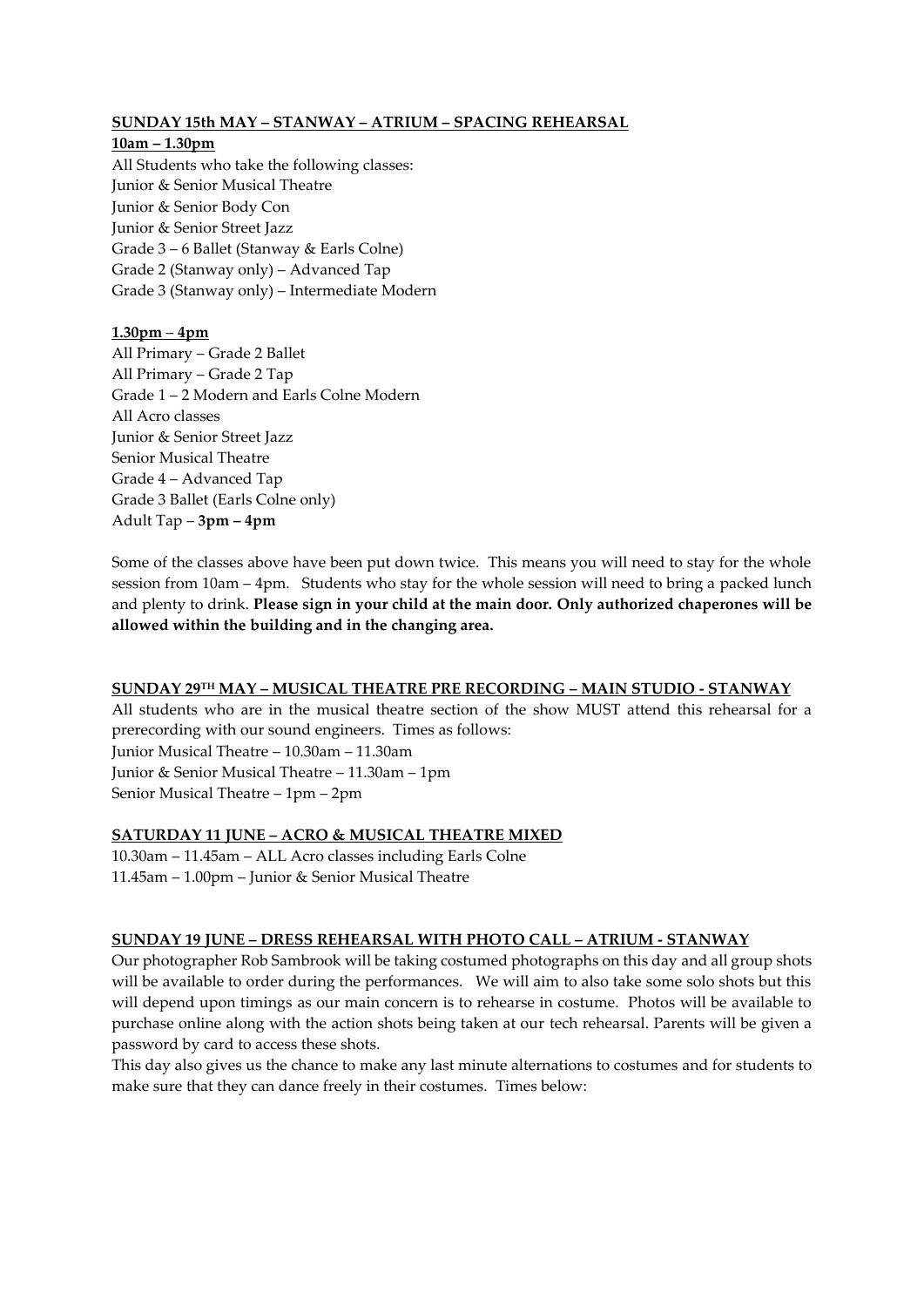**SUNDAY 15th MAY – STANWAY – ATRIUM – SPACING REHEARSAL**

**10am – 1.30pm**

All Students who take the following classes:
Junior & Senior Musical Theatre
Junior & Senior Body Con
Junior & Senior Street Jazz
Grade 3 – 6 Ballet (Stanway & Earls Colne)
Grade 2 (Stanway only) – Advanced Tap
Grade 3 (Stanway only) – Intermediate Modern

**1.30pm – 4pm**

All Primary – Grade 2 Ballet
All Primary – Grade 2 Tap
Grade 1 – 2 Modern and Earls Colne Modern
All Acro classes
Junior & Senior Street Jazz
Senior Musical Theatre
Grade 4 – Advanced Tap
Grade 3 Ballet (Earls Colne only)
Adult Tap – **3pm – 4pm**

Some of the classes above have been put down twice. This means you will need to stay for the whole session from 10am – 4pm. Students who stay for the whole session will need to bring a packed lunch and plenty to drink. **Please sign in your child at the main door. Only authorized chaperones will be allowed within the building and in the changing area.**

**SUNDAY 29TH MAY – MUSICAL THEATRE PRE RECORDING – MAIN STUDIO - STANWAY**

All students who are in the musical theatre section of the show MUST attend this rehearsal for a prerecording with our sound engineers. Times as follows:
Junior Musical Theatre – 10.30am – 11.30am
Junior & Senior Musical Theatre – 11.30am – 1pm
Senior Musical Theatre – 1pm – 2pm

**SATURDAY 11 JUNE – ACRO & MUSICAL THEATRE MIXED**

10.30am – 11.45am – ALL Acro classes including Earls Colne
11.45am – 1.00pm – Junior & Senior Musical Theatre

**SUNDAY 19 JUNE – DRESS REHEARSAL WITH PHOTO CALL – ATRIUM - STANWAY**

Our photographer Rob Sambrook will be taking costumed photographs on this day and all group shots will be available to order during the performances. We will aim to also take some solo shots but this will depend upon timings as our main concern is to rehearse in costume. Photos will be available to purchase online along with the action shots being taken at our tech rehearsal. Parents will be given a password by card to access these shots.

This day also gives us the chance to make any last minute alternations to costumes and for students to make sure that they can dance freely in their costumes. Times below: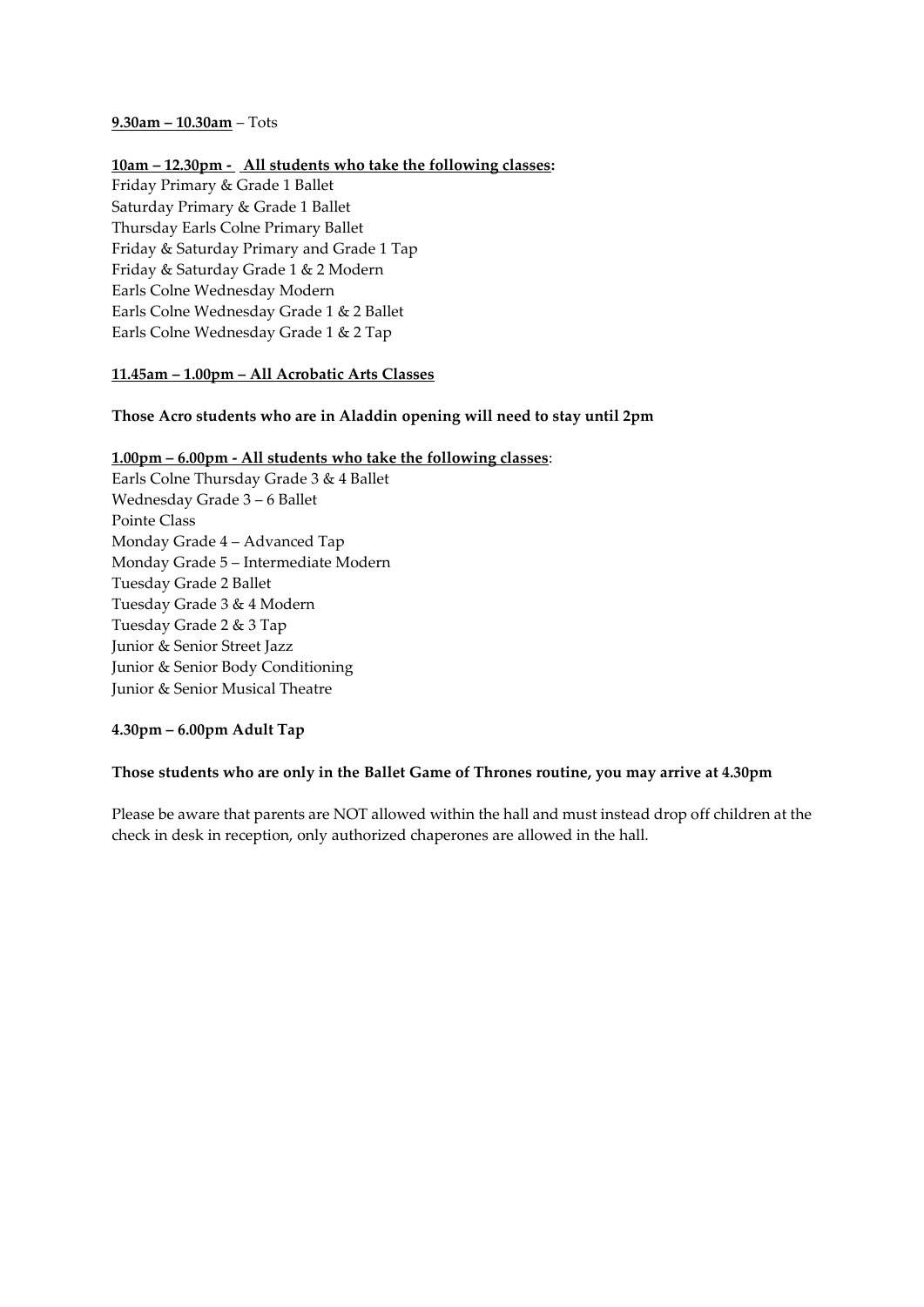**<u>9.30am – 10.30am</u>** – Tots

**<u>10am – 12.30pm - All students who take the following classes</u>:**

Friday Primary & Grade 1 Ballet
Saturday Primary & Grade 1 Ballet
Thursday Earls Colne Primary Ballet
Friday & Saturday Primary and Grade 1 Tap
Friday & Saturday Grade 1 & 2 Modern
Earls Colne Wednesday Modern
Earls Colne Wednesday Grade 1 & 2 Ballet
Earls Colne Wednesday Grade 1 & 2 Tap

**<u>11.45am – 1.00pm – All Acrobatic Arts Classes</u>**

**Those Acro students who are in Aladdin opening will need to stay until 2pm**

**<u>1.00pm – 6.00pm - All students who take the following classes</u>**:

Earls Colne Thursday Grade 3 & 4 Ballet
Wednesday Grade 3 – 6 Ballet
Pointe Class
Monday Grade 4 – Advanced Tap
Monday Grade 5 – Intermediate Modern
Tuesday Grade 2 Ballet
Tuesday Grade 3 & 4 Modern
Tuesday Grade 2 & 3 Tap
Junior & Senior Street Jazz
Junior & Senior Body Conditioning
Junior & Senior Musical Theatre

**4.30pm – 6.00pm Adult Tap**

**Those students who are only in the Ballet Game of Thrones routine, you may arrive at 4.30pm**

Please be aware that parents are NOT allowed within the hall and must instead drop off children at the check in desk in reception, only authorized chaperones are allowed in the hall.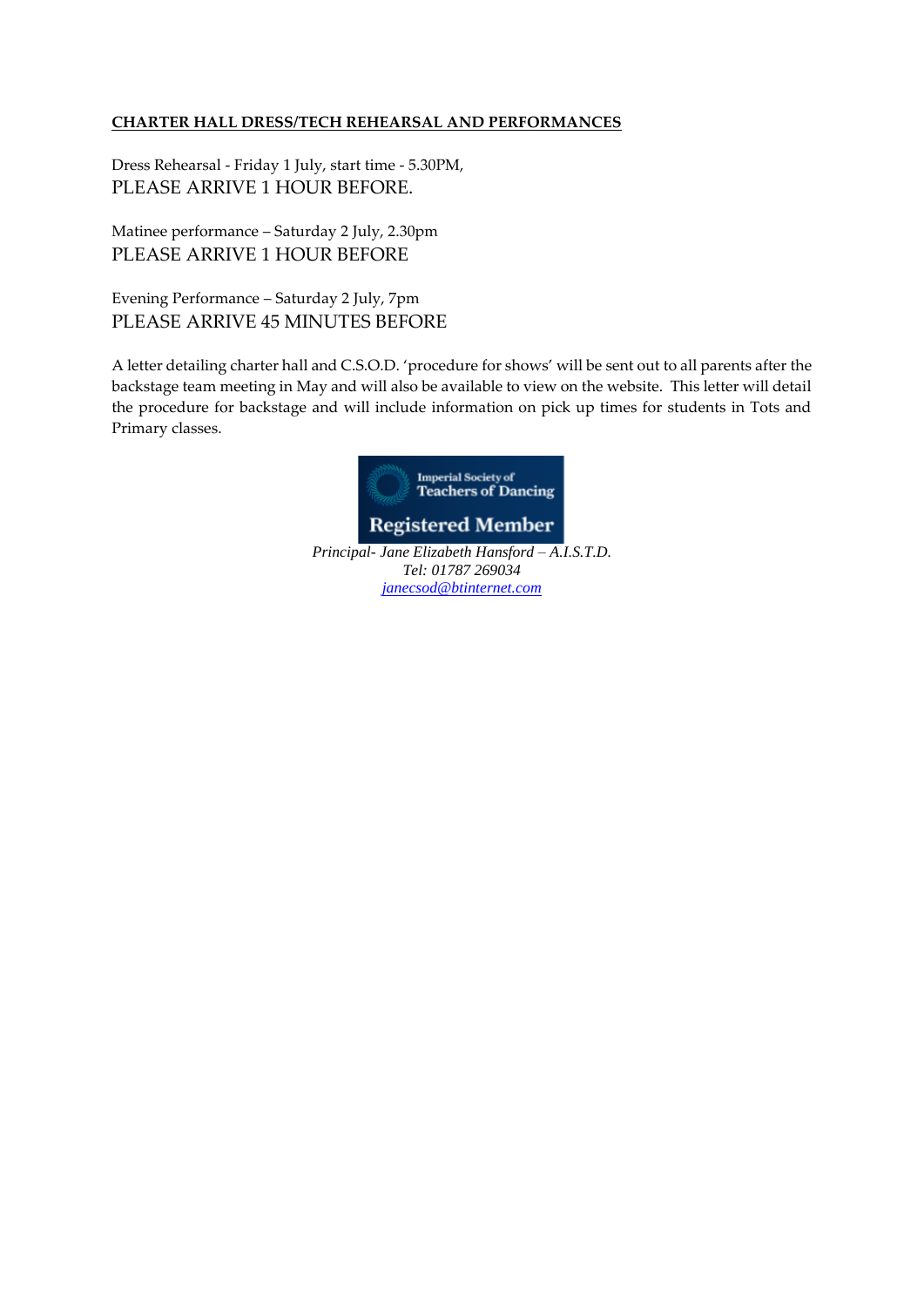**CHARTER HALL DRESS/TECH REHEARSAL AND PERFORMANCES**

Dress Rehearsal - Friday 1 July, start time - 5.30PM,
PLEASE ARRIVE 1 HOUR BEFORE.

Matinee performance – Saturday 2 July, 2.30pm
PLEASE ARRIVE 1 HOUR BEFORE

Evening Performance – Saturday 2 July, 7pm
PLEASE ARRIVE 45 MINUTES BEFORE

A letter detailing charter hall and C.S.O.D. 'procedure for shows' will be sent out to all parents after the backstage team meeting in May and will also be available to view on the website. This letter will detail the procedure for backstage and will include information on pick up times for students in Tots and Primary classes.

Imperial Society of Teachers of Dancing
Registered Member

*Principal- Jane Elizabeth Hansford – A.I.S.T.D.*
*Tel: 01787 269034*
*janecsod@btinternet.com*